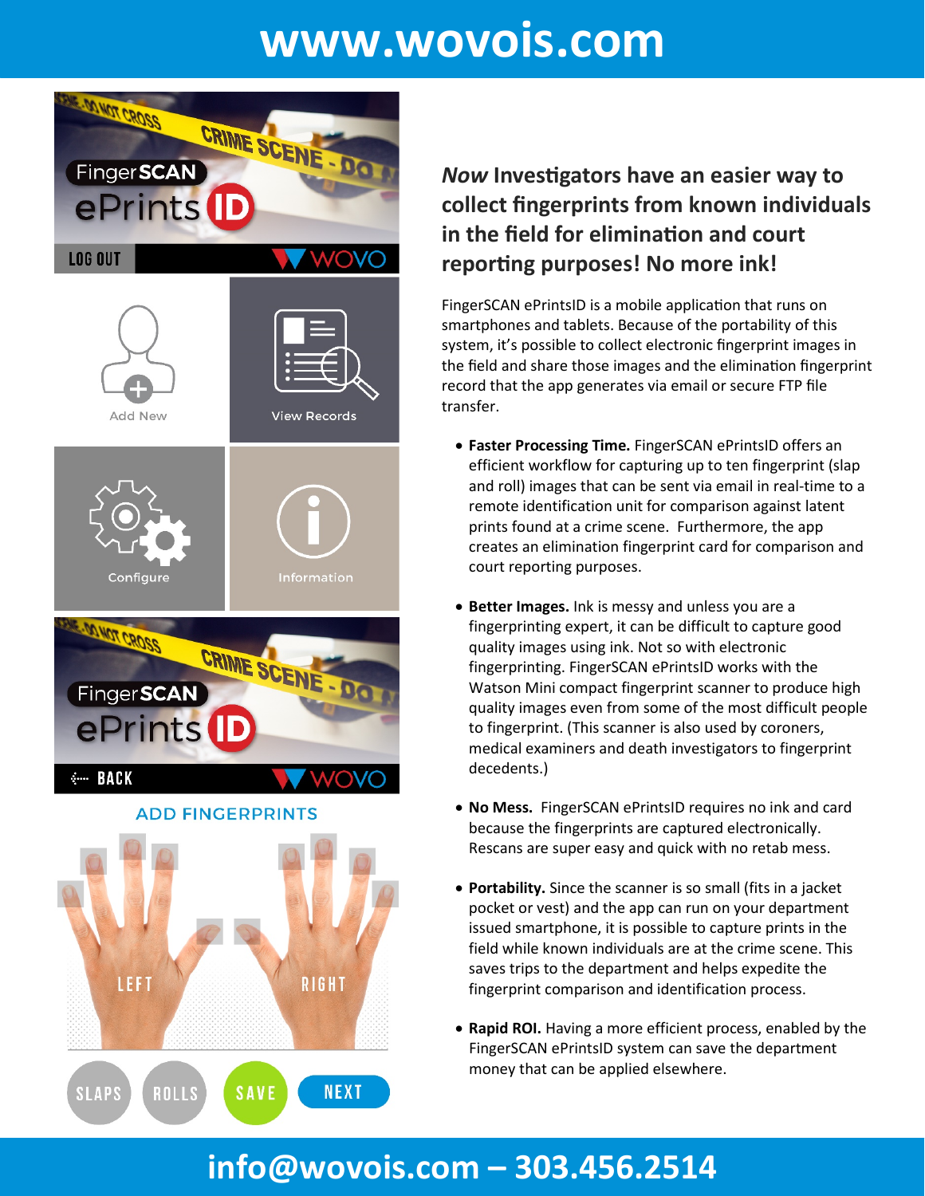# www.wovois.com

## *Now* Investigators have an easier way to collect fingerprints from known individuals in the field for elimination and court reporting purposes! No more ink!

FingerSCAN ePrintsID is a mobile application that runs on smartphones and tablets. Because of the portability of this system, it's possible to collect electronic fingerprint images in the field and share those images and the elimination fingerprint record that the app generates via email or secure FTP file transfer.

- **Faster Processing Time.** FingerSCAN ePrintsID offers an efficient workflow for capturing up to ten fingerprint (slap and roll) images that can be sent via email in real-time to a remote identification unit for comparison against latent prints found at a crime scene. Furthermore, the app creates an elimination fingerprint card for comparison and court reporting purposes.

- **Better Images.** Ink is messy and unless you are a fingerprinting expert, it can be difficult to capture good quality images using ink. Not so with electronic fingerprinting. FingerSCAN ePrintsID works with the Watson Mini compact fingerprint scanner to produce high quality images even from some of the most difficult people to fingerprint. (This scanner is also used by coroners, medical examiners and death investigators to fingerprint decedents.)

- **No Mess.** FingerSCAN ePrintsID requires no ink and card because the fingerprints are captured electronically. Rescans are super easy and quick with no retab mess.

- **Portability.** Since the scanner is so small (fits in a jacket pocket or vest) and the app can run on your department issued smartphone, it is possible to capture prints in the field while known individuals are at the crime scene. This saves trips to the department and helps expedite the fingerprint comparison and identification process.

- **Rapid ROI.** Having a more efficient process, enabled by the FingerSCAN ePrintsID system can save the department money that can be applied elsewhere.

**info@wovois.com – 303.456.2514**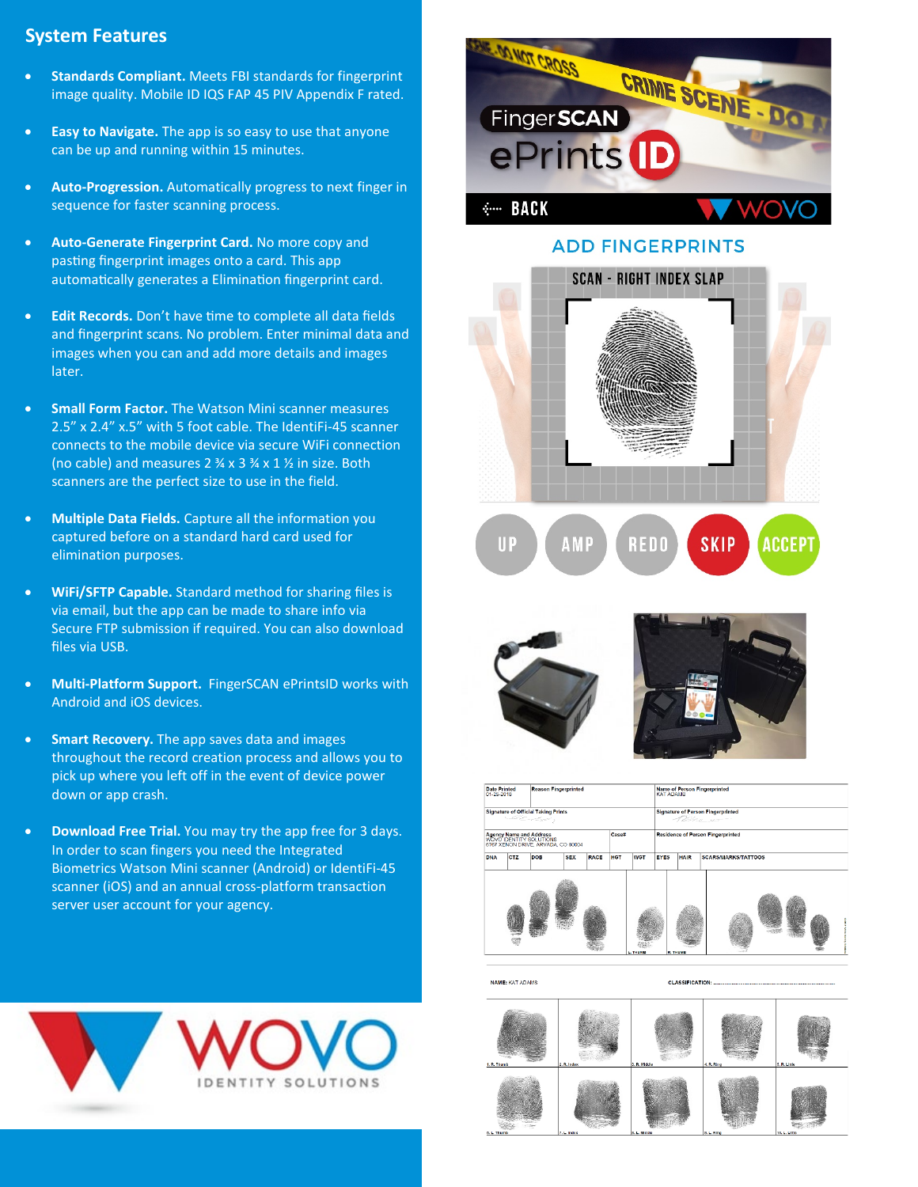## System Features

- **Standards Compliant.** Meets FBI standards for fingerprint image quality. Mobile ID IQS FAP 45 PIV Appendix F rated.
- **Easy to Navigate.** The app is so easy to use that anyone can be up and running within 15 minutes.
- **Auto-Progression.** Automatically progress to next finger in sequence for faster scanning process.
- **Auto-Generate Fingerprint Card.** No more copy and pasting fingerprint images onto a card. This app automatically generates a Elimination fingerprint card.
- **Edit Records.** Don't have time to complete all data fields and fingerprint scans. No problem. Enter minimal data and images when you can and add more details and images later.
- **Small Form Factor.** The Watson Mini scanner measures 2.5" x 2.4" x.5" with 5 foot cable. The IdentiFi-45 scanner connects to the mobile device via secure WiFi connection (no cable) and measures 2 ¾ x 3 ¾ x 1 ½ in size. Both scanners are the perfect size to use in the field.
- **Multiple Data Fields.** Capture all the information you captured before on a standard hard card used for elimination purposes.
- **WiFi/SFTP Capable.** Standard method for sharing files is via email, but the app can be made to share info via Secure FTP submission if required. You can also download files via USB.
- **Multi-Platform Support.** FingerSCAN ePrintsID works with Android and iOS devices.
- **Smart Recovery.** The app saves data and images throughout the record creation process and allows you to pick up where you left off in the event of device power down or app crash.
- **Download Free Trial.** You may try the app free for 3 days. In order to scan fingers you need the Integrated Biometrics Watson Mini scanner (Android) or IdentiFi-45 scanner (iOS) and an annual cross-platform transaction server user account for your agency.

WOVO IDENTITY SOLUTIONS

FingerSCAN ePrints ID

BACK WOVO

ADD FINGERPRINTS

SCAN - RIGHT INDEX SLAP

UP AMP REDO SKIP ACCEPT